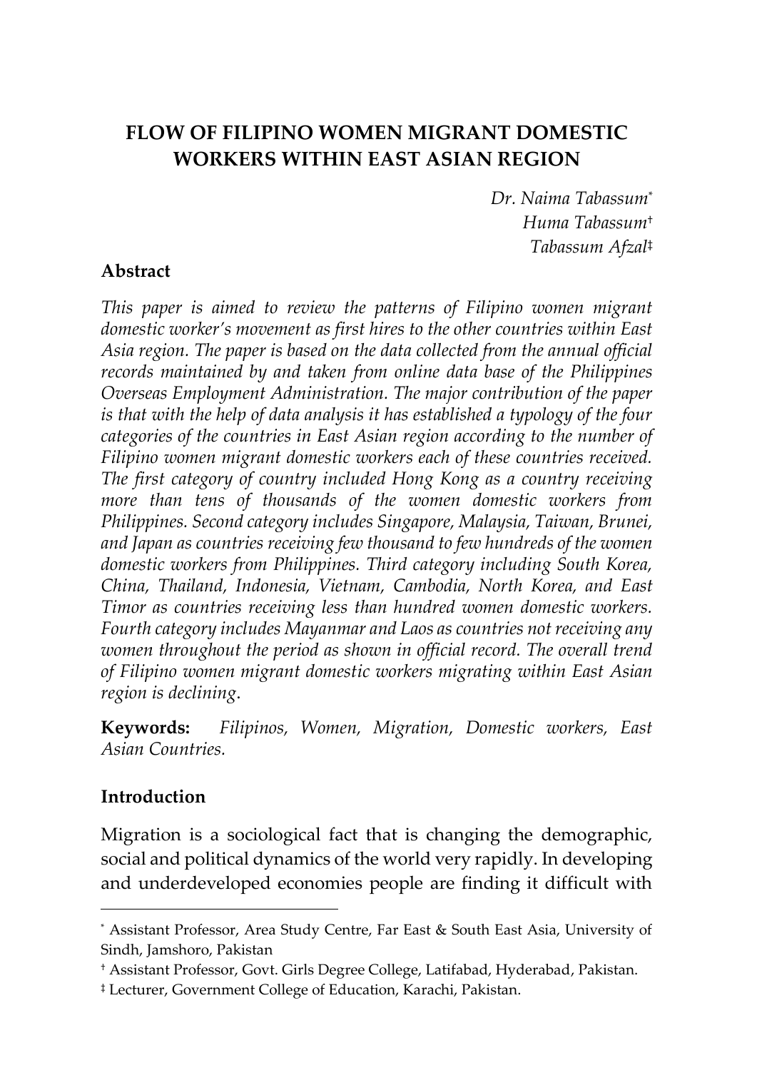# FLOW OF FILIPINO WOMEN MIGRANT DOMESTIC WORKERS WITHIN EAST ASIAN REGION

*Dr. Naima Tabassum*[*]
*Huma Tabassum*[†]
*Tabassum Afzal*[‡]

## Abstract

*This paper is aimed to review the patterns of Filipino women migrant domestic worker's movement as first hires to the other countries within East Asia region. The paper is based on the data collected from the annual official records maintained by and taken from online data base of the Philippines Overseas Employment Administration. The major contribution of the paper is that with the help of data analysis it has established a typology of the four categories of the countries in East Asian region according to the number of Filipino women migrant domestic workers each of these countries received. The first category of country included Hong Kong as a country receiving more than tens of thousands of the women domestic workers from Philippines. Second category includes Singapore, Malaysia, Taiwan, Brunei, and Japan as countries receiving few thousand to few hundreds of the women domestic workers from Philippines. Third category including South Korea, China, Thailand, Indonesia, Vietnam, Cambodia, North Korea, and East Timor as countries receiving less than hundred women domestic workers. Fourth category includes Mayanmar and Laos as countries not receiving any women throughout the period as shown in official record. The overall trend of Filipino women migrant domestic workers migrating within East Asian region is declining.*

**Keywords:** *Filipinos, Women, Migration, Domestic workers, East Asian Countries.*

## Introduction

Migration is a sociological fact that is changing the demographic, social and political dynamics of the world very rapidly. In developing and underdeveloped economies people are finding it difficult with

---

[*] Assistant Professor, Area Study Centre, Far East & South East Asia, University of Sindh, Jamshoro, Pakistan

[†] Assistant Professor, Govt. Girls Degree College, Latifabad, Hyderabad, Pakistan.

[‡] Lecturer, Government College of Education, Karachi, Pakistan.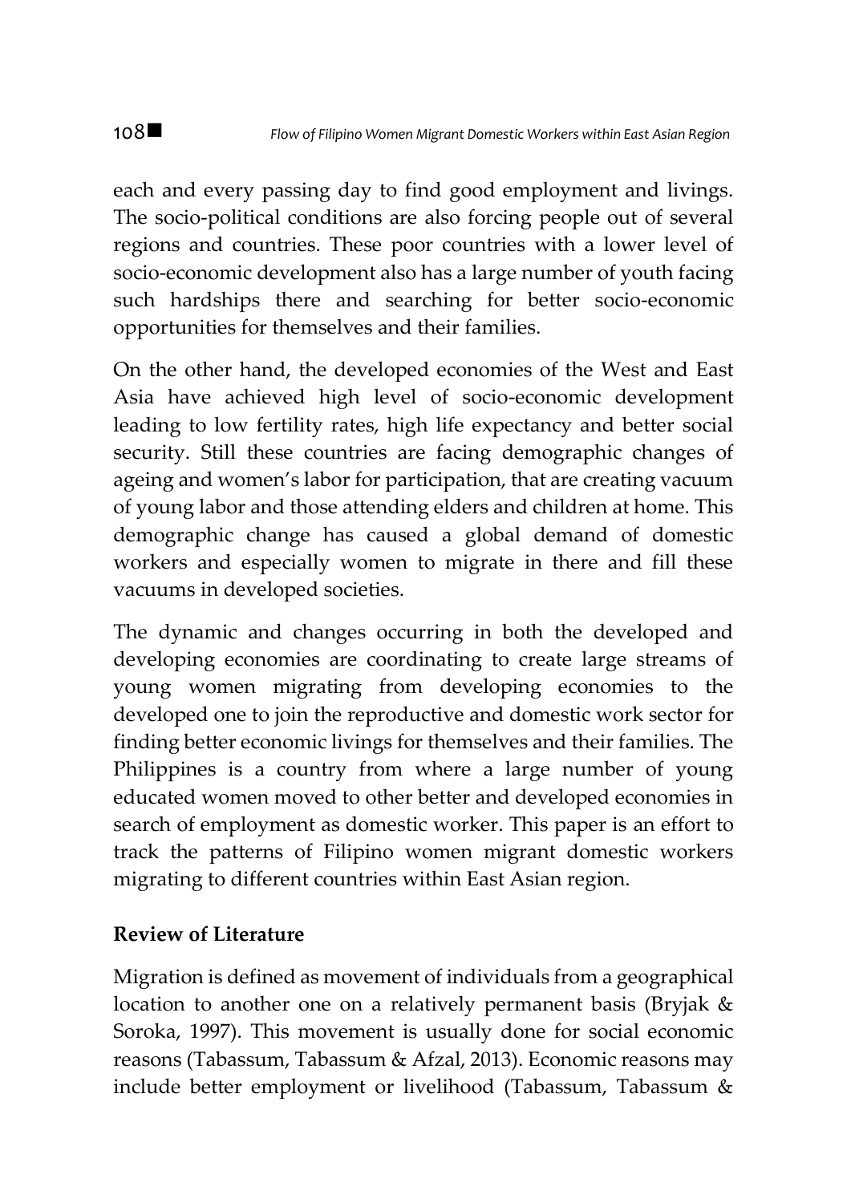each and every passing day to find good employment and livings. The socio-political conditions are also forcing people out of several regions and countries. These poor countries with a lower level of socio-economic development also has a large number of youth facing such hardships there and searching for better socio-economic opportunities for themselves and their families.

On the other hand, the developed economies of the West and East Asia have achieved high level of socio-economic development leading to low fertility rates, high life expectancy and better social security. Still these countries are facing demographic changes of ageing and women's labor for participation, that are creating vacuum of young labor and those attending elders and children at home. This demographic change has caused a global demand of domestic workers and especially women to migrate in there and fill these vacuums in developed societies.

The dynamic and changes occurring in both the developed and developing economies are coordinating to create large streams of young women migrating from developing economies to the developed one to join the reproductive and domestic work sector for finding better economic livings for themselves and their families. The Philippines is a country from where a large number of young educated women moved to other better and developed economies in search of employment as domestic worker. This paper is an effort to track the patterns of Filipino women migrant domestic workers migrating to different countries within East Asian region.

## Review of Literature

Migration is defined as movement of individuals from a geographical location to another one on a relatively permanent basis (Bryjak & Soroka, 1997). This movement is usually done for social economic reasons (Tabassum, Tabassum & Afzal, 2013). Economic reasons may include better employment or livelihood (Tabassum, Tabassum &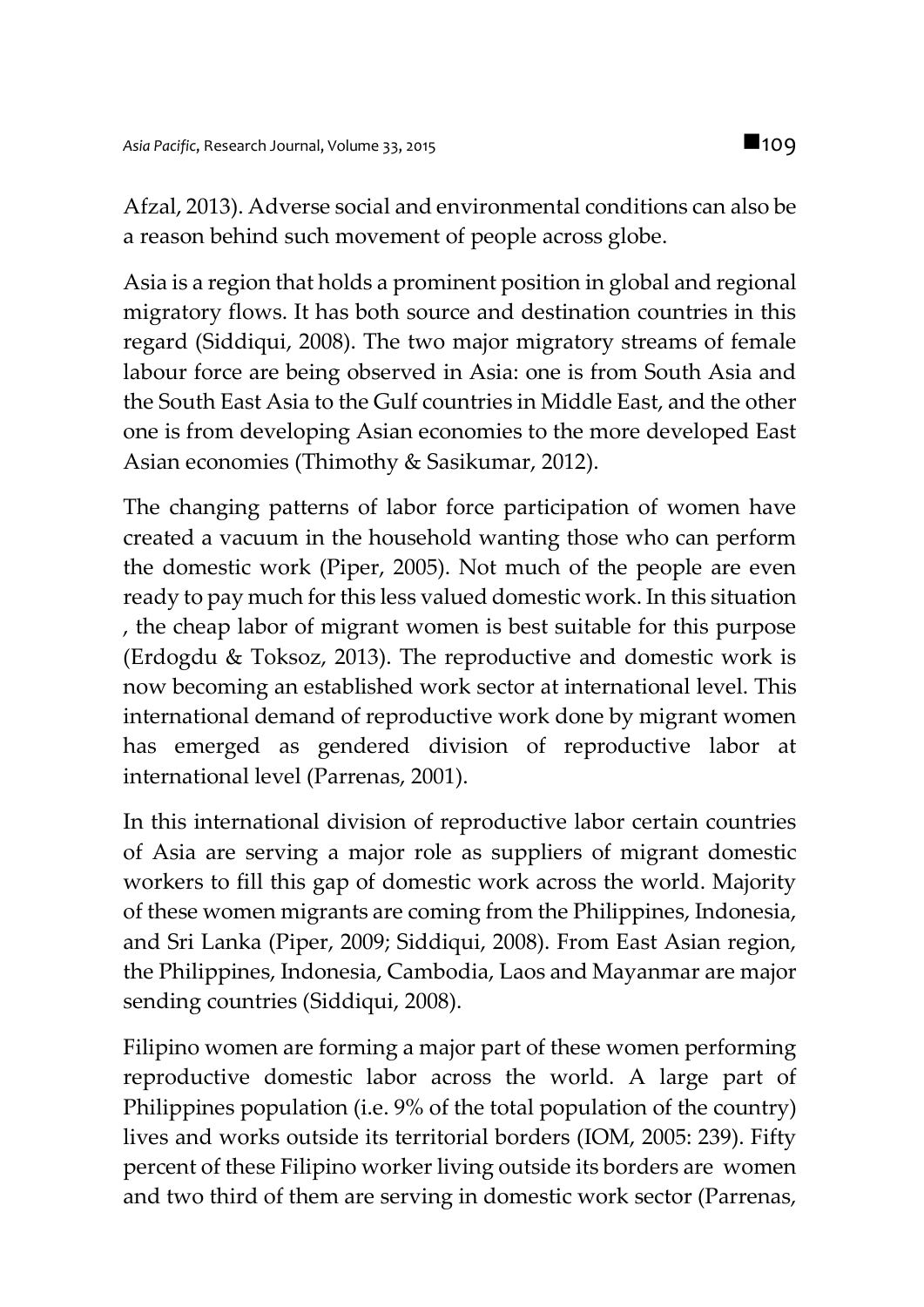Afzal, 2013). Adverse social and environmental conditions can also be a reason behind such movement of people across globe.

Asia is a region that holds a prominent position in global and regional migratory flows. It has both source and destination countries in this regard (Siddiqui, 2008). The two major migratory streams of female labour force are being observed in Asia: one is from South Asia and the South East Asia to the Gulf countries in Middle East, and the other one is from developing Asian economies to the more developed East Asian economies (Thimothy & Sasikumar, 2012).

The changing patterns of labor force participation of women have created a vacuum in the household wanting those who can perform the domestic work (Piper, 2005). Not much of the people are even ready to pay much for this less valued domestic work. In this situation , the cheap labor of migrant women is best suitable for this purpose (Erdogdu & Toksoz, 2013). The reproductive and domestic work is now becoming an established work sector at international level. This international demand of reproductive work done by migrant women has emerged as gendered division of reproductive labor at international level (Parrenas, 2001).

In this international division of reproductive labor certain countries of Asia are serving a major role as suppliers of migrant domestic workers to fill this gap of domestic work across the world. Majority of these women migrants are coming from the Philippines, Indonesia, and Sri Lanka (Piper, 2009; Siddiqui, 2008). From East Asian region, the Philippines, Indonesia, Cambodia, Laos and Mayanmar are major sending countries (Siddiqui, 2008).

Filipino women are forming a major part of these women performing reproductive domestic labor across the world. A large part of Philippines population (i.e. 9% of the total population of the country) lives and works outside its territorial borders (IOM, 2005: 239). Fifty percent of these Filipino worker living outside its borders are women and two third of them are serving in domestic work sector (Parrenas,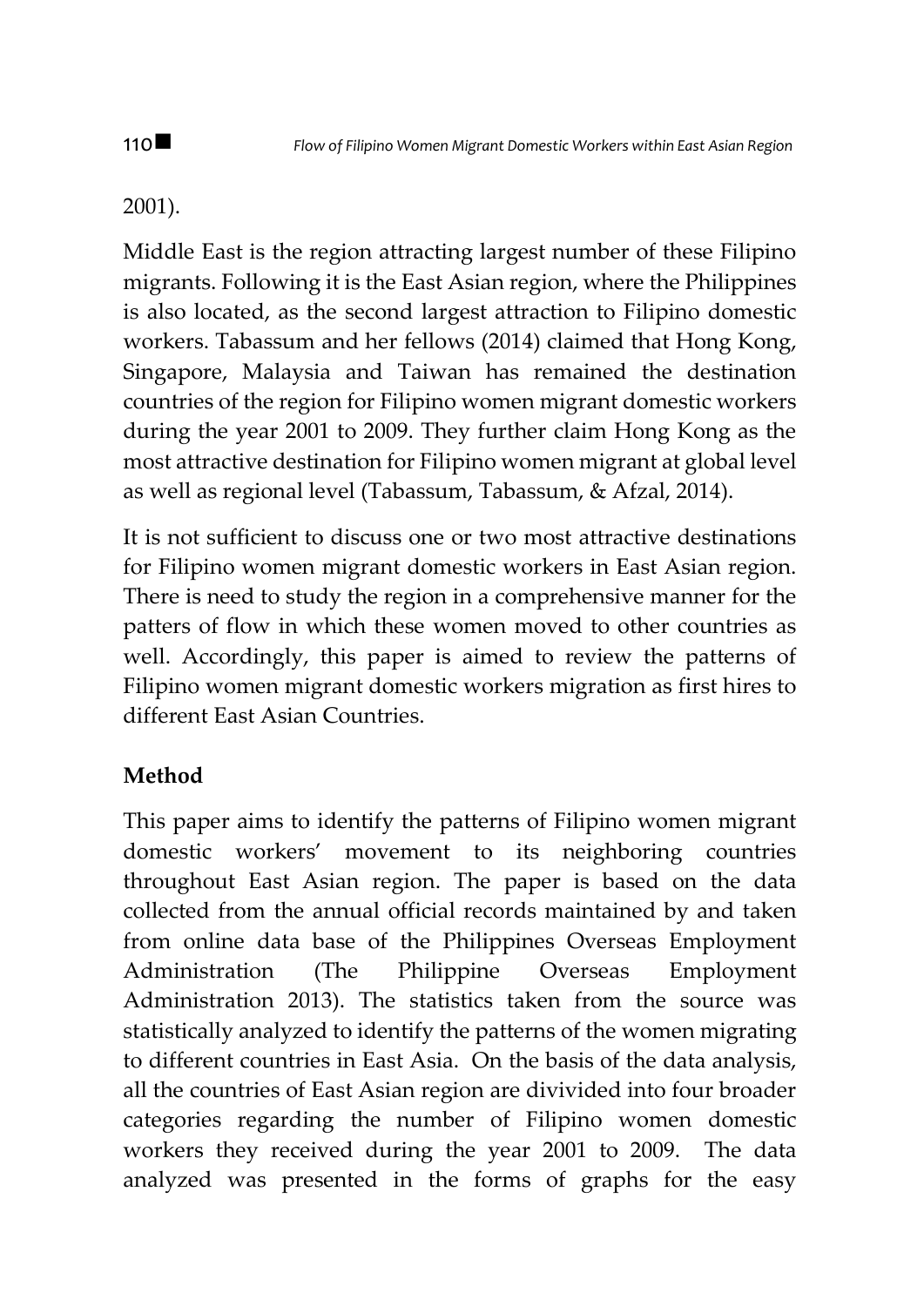2001).

Middle East is the region attracting largest number of these Filipino migrants. Following it is the East Asian region, where the Philippines is also located, as the second largest attraction to Filipino domestic workers. Tabassum and her fellows (2014) claimed that Hong Kong, Singapore, Malaysia and Taiwan has remained the destination countries of the region for Filipino women migrant domestic workers during the year 2001 to 2009. They further claim Hong Kong as the most attractive destination for Filipino women migrant at global level as well as regional level (Tabassum, Tabassum, & Afzal, 2014).

It is not sufficient to discuss one or two most attractive destinations for Filipino women migrant domestic workers in East Asian region. There is need to study the region in a comprehensive manner for the patters of flow in which these women moved to other countries as well. Accordingly, this paper is aimed to review the patterns of Filipino women migrant domestic workers migration as first hires to different East Asian Countries.

## Method

This paper aims to identify the patterns of Filipino women migrant domestic workers' movement to its neighboring countries throughout East Asian region. The paper is based on the data collected from the annual official records maintained by and taken from online data base of the Philippines Overseas Employment Administration (The Philippine Overseas Employment Administration 2013). The statistics taken from the source was statistically analyzed to identify the patterns of the women migrating to different countries in East Asia. On the basis of the data analysis, all the countries of East Asian region are divivided into four broader categories regarding the number of Filipino women domestic workers they received during the year 2001 to 2009. The data analyzed was presented in the forms of graphs for the easy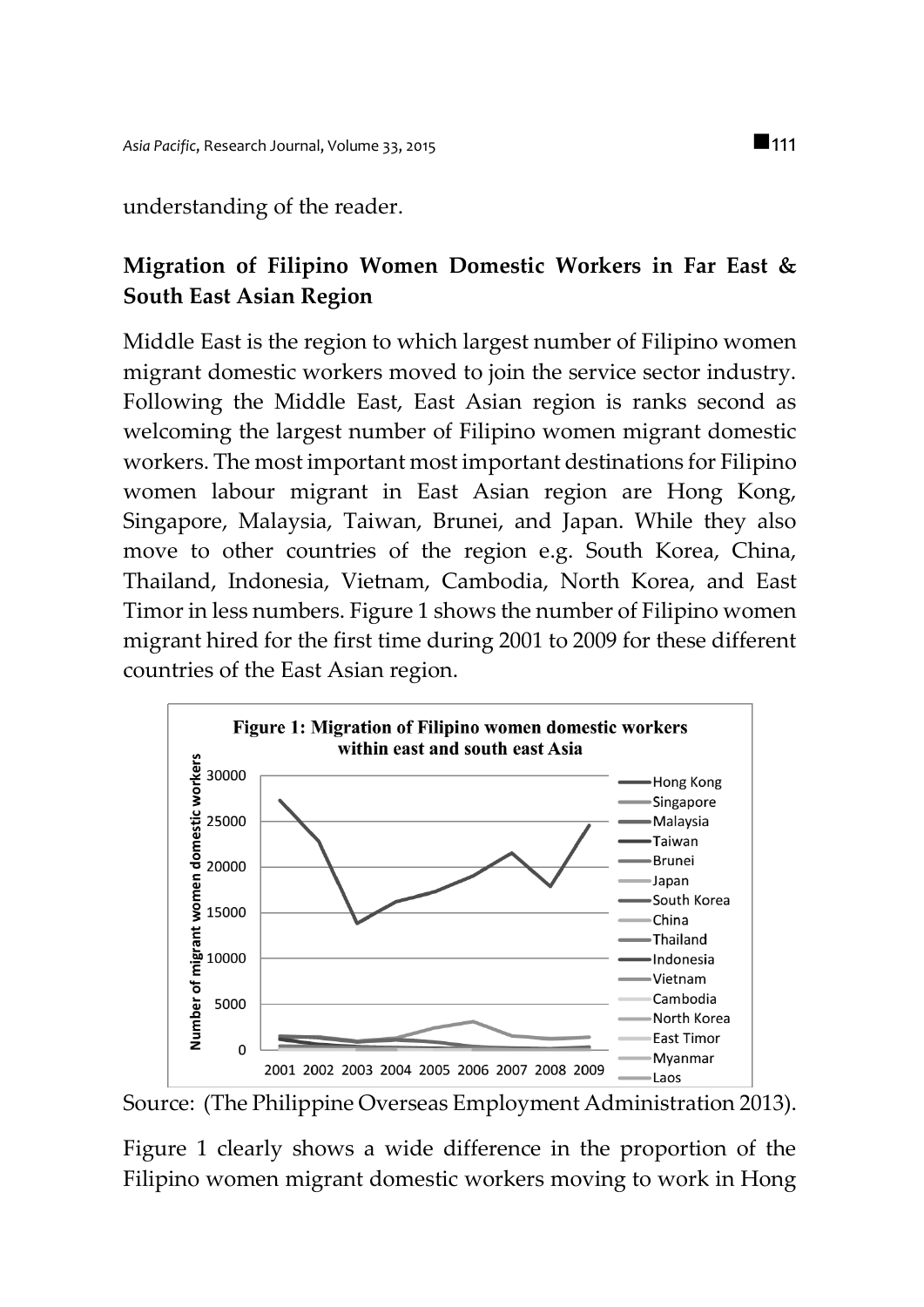understanding of the reader.

## Migration of Filipino Women Domestic Workers in Far East & South East Asian Region

Middle East is the region to which largest number of Filipino women migrant domestic workers moved to join the service sector industry. Following the Middle East, East Asian region is ranks second as welcoming the largest number of Filipino women migrant domestic workers. The most important most important destinations for Filipino women labour migrant in East Asian region are Hong Kong, Singapore, Malaysia, Taiwan, Brunei, and Japan. While they also move to other countries of the region e.g. South Korea, China, Thailand, Indonesia, Vietnam, Cambodia, North Korea, and East Timor in less numbers. Figure 1 shows the number of Filipino women migrant hired for the first time during 2001 to 2009 for these different countries of the East Asian region.

**Figure 1: Migration of Filipino women domestic workers within east and south east Asia**

Source: (The Philippine Overseas Employment Administration 2013).

Figure 1 clearly shows a wide difference in the proportion of the Filipino women migrant domestic workers moving to work in Hong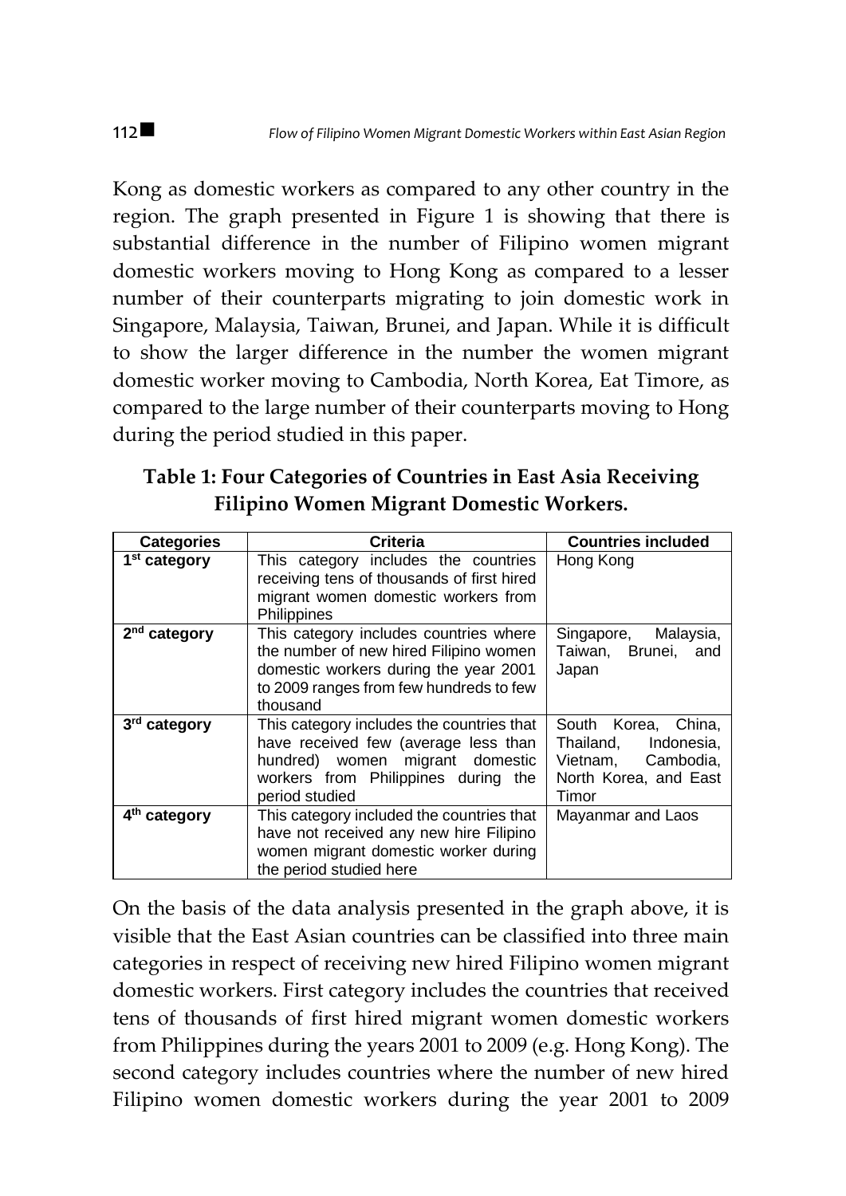Kong as domestic workers as compared to any other country in the region. The graph presented in Figure 1 is showing that there is substantial difference in the number of Filipino women migrant domestic workers moving to Hong Kong as compared to a lesser number of their counterparts migrating to join domestic work in Singapore, Malaysia, Taiwan, Brunei, and Japan. While it is difficult to show the larger difference in the number the women migrant domestic worker moving to Cambodia, North Korea, Eat Timore, as compared to the large number of their counterparts moving to Hong during the period studied in this paper.

**Table 1: Four Categories of Countries in East Asia Receiving Filipino Women Migrant Domestic Workers.**

| Categories | Criteria | Countries included |
|---|---|---|
| 1st category | This category includes the countries receiving tens of thousands of first hired migrant women domestic workers from Philippines | Hong Kong |
| 2nd category | This category includes countries where the number of new hired Filipino women domestic workers during the year 2001 to 2009 ranges from few hundreds to few thousand | Singapore, Malaysia, Taiwan, Brunei, and Japan |
| 3rd category | This category includes the countries that have received few (average less than hundred) women migrant domestic workers from Philippines during the period studied | South Korea, China, Thailand, Indonesia, Vietnam, Cambodia, North Korea, and East Timor |
| 4th category | This category included the countries that have not received any new hire Filipino women migrant domestic worker during the period studied here | Mayanmar and Laos |

On the basis of the data analysis presented in the graph above, it is visible that the East Asian countries can be classified into three main categories in respect of receiving new hired Filipino women migrant domestic workers. First category includes the countries that received tens of thousands of first hired migrant women domestic workers from Philippines during the years 2001 to 2009 (e.g. Hong Kong). The second category includes countries where the number of new hired Filipino women domestic workers during the year 2001 to 2009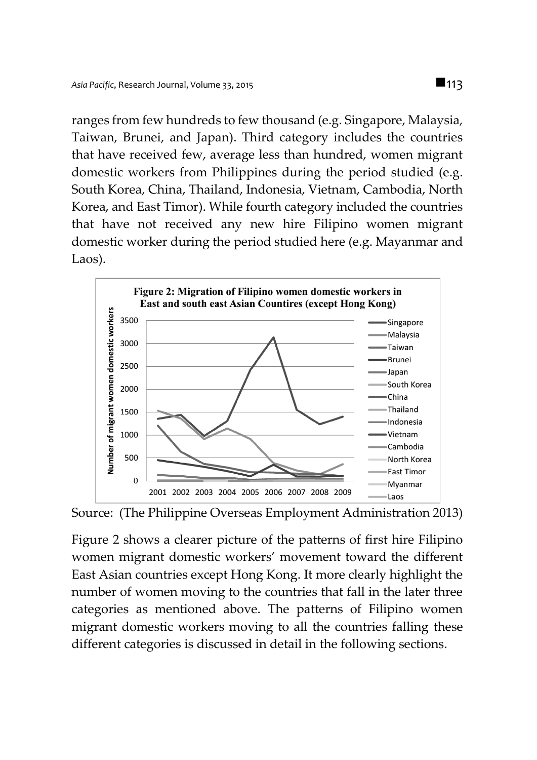ranges from few hundreds to few thousand (e.g. Singapore, Malaysia, Taiwan, Brunei, and Japan). Third category includes the countries that have received few, average less than hundred, women migrant domestic workers from Philippines during the period studied (e.g. South Korea, China, Thailand, Indonesia, Vietnam, Cambodia, North Korea, and East Timor). While fourth category included the countries that have not received any new hire Filipino women migrant domestic worker during the period studied here (e.g. Mayanmar and Laos).

**Figure 2: Migration of Filipino women domestic workers in East and south east Asian Countires (except Hong Kong)**

Source: (The Philippine Overseas Employment Administration 2013)

Figure 2 shows a clearer picture of the patterns of first hire Filipino women migrant domestic workers' movement toward the different East Asian countries except Hong Kong. It more clearly highlight the number of women moving to the countries that fall in the later three categories as mentioned above. The patterns of Filipino women migrant domestic workers moving to all the countries falling these different categories is discussed in detail in the following sections.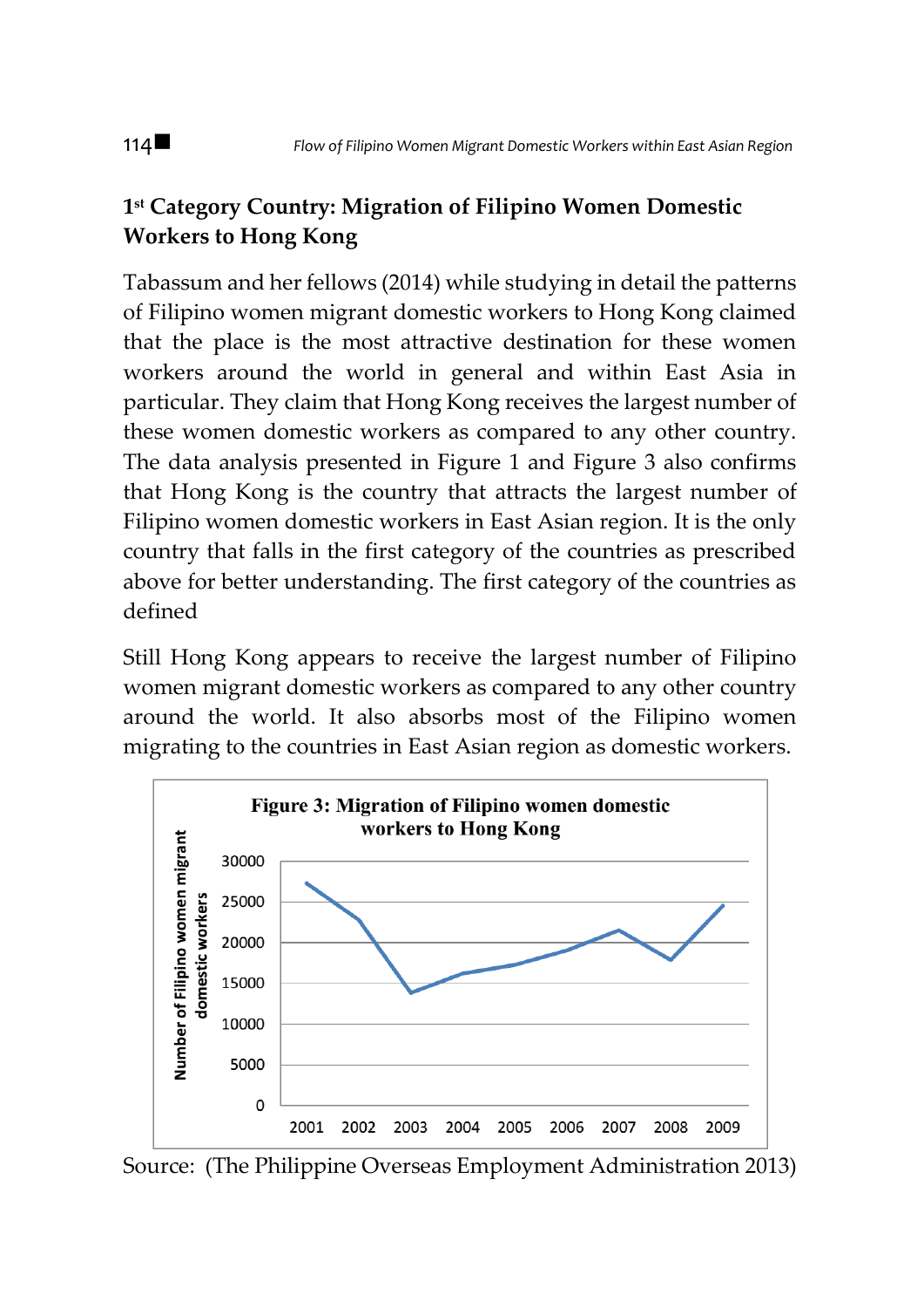## 1st Category Country: Migration of Filipino Women Domestic Workers to Hong Kong

Tabassum and her fellows (2014) while studying in detail the patterns of Filipino women migrant domestic workers to Hong Kong claimed that the place is the most attractive destination for these women workers around the world in general and within East Asia in particular. They claim that Hong Kong receives the largest number of these women domestic workers as compared to any other country. The data analysis presented in Figure 1 and Figure 3 also confirms that Hong Kong is the country that attracts the largest number of Filipino women domestic workers in East Asian region. It is the only country that falls in the first category of the countries as prescribed above for better understanding. The first category of the countries as defined

Still Hong Kong appears to receive the largest number of Filipino women migrant domestic workers as compared to any other country around the world. It also absorbs most of the Filipino women migrating to the countries in East Asian region as domestic workers.

**Figure 3: Migration of Filipino women domestic workers to Hong Kong**

Source: (The Philippine Overseas Employment Administration 2013)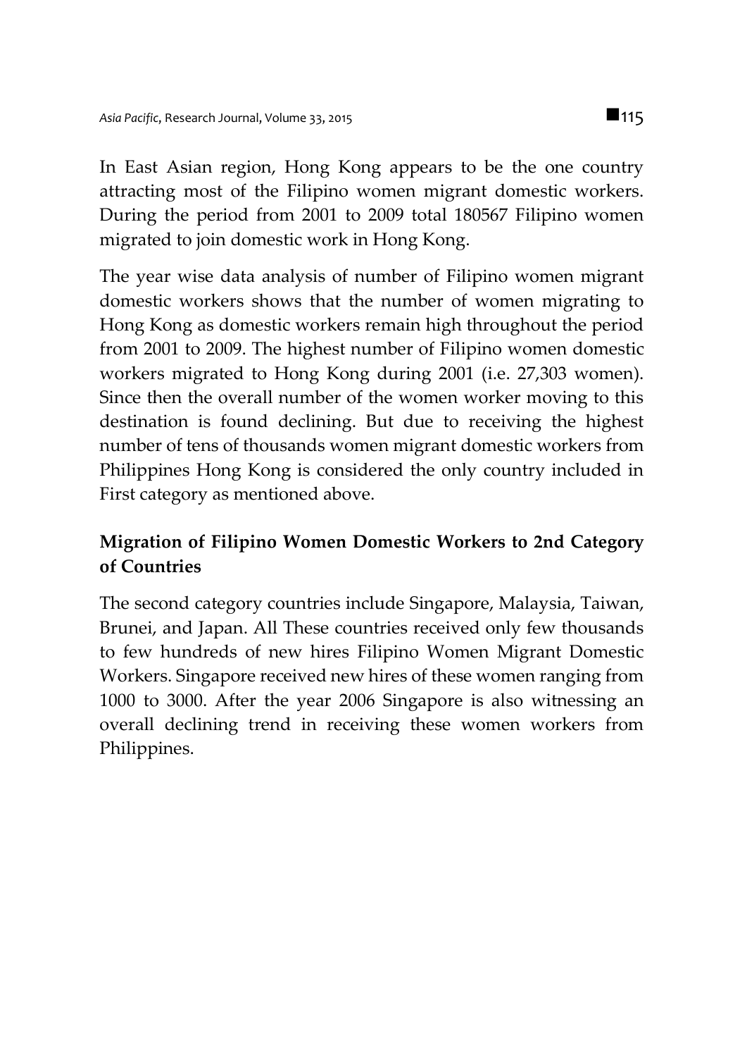In East Asian region, Hong Kong appears to be the one country attracting most of the Filipino women migrant domestic workers. During the period from 2001 to 2009 total 180567 Filipino women migrated to join domestic work in Hong Kong.

The year wise data analysis of number of Filipino women migrant domestic workers shows that the number of women migrating to Hong Kong as domestic workers remain high throughout the period from 2001 to 2009. The highest number of Filipino women domestic workers migrated to Hong Kong during 2001 (i.e. 27,303 women). Since then the overall number of the women worker moving to this destination is found declining. But due to receiving the highest number of tens of thousands women migrant domestic workers from Philippines Hong Kong is considered the only country included in First category as mentioned above.

## Migration of Filipino Women Domestic Workers to 2nd Category of Countries

The second category countries include Singapore, Malaysia, Taiwan, Brunei, and Japan. All These countries received only few thousands to few hundreds of new hires Filipino Women Migrant Domestic Workers. Singapore received new hires of these women ranging from 1000 to 3000. After the year 2006 Singapore is also witnessing an overall declining trend in receiving these women workers from Philippines.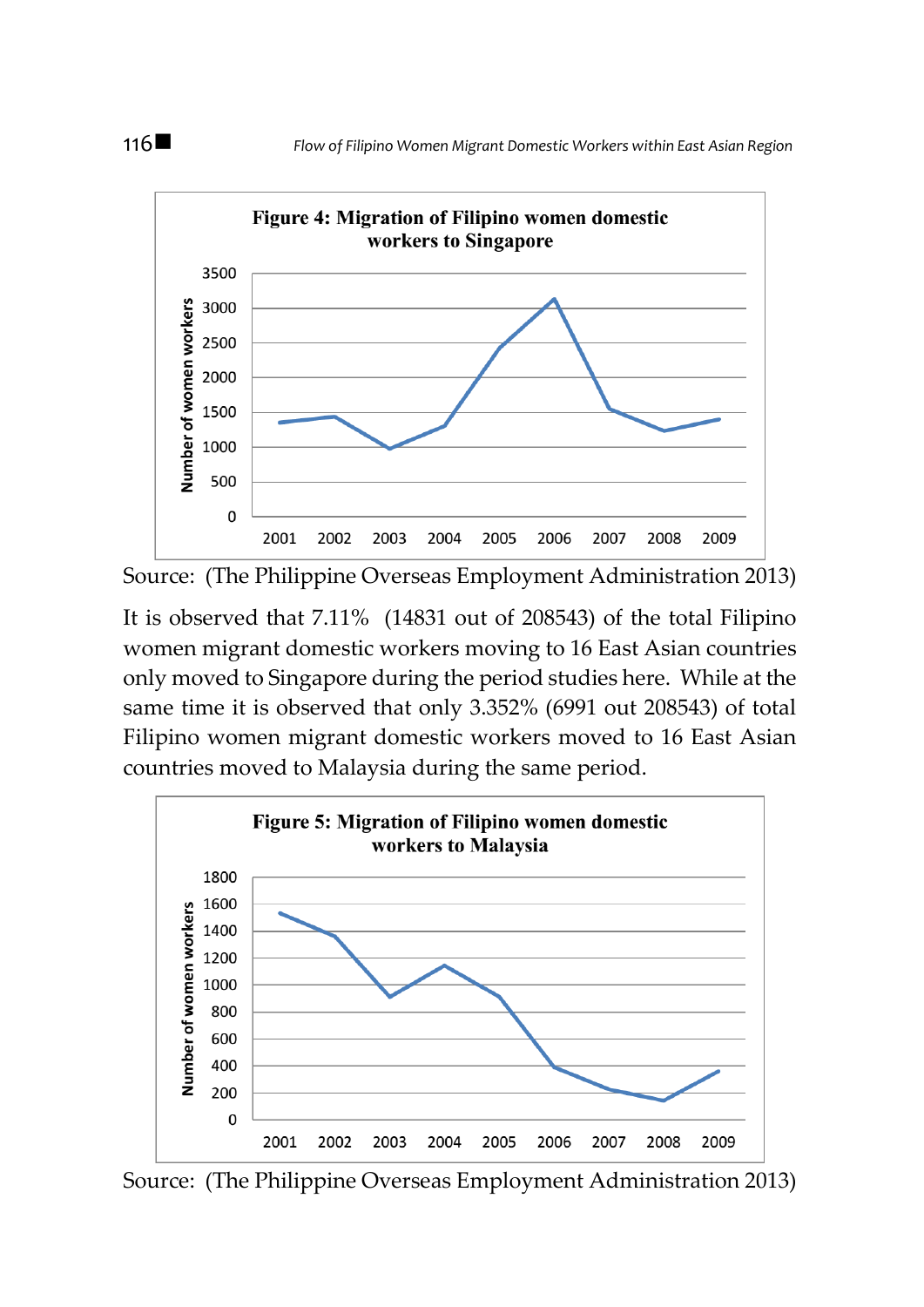**Figure 4: Migration of Filipino women domestic workers to Singapore**

Source: (The Philippine Overseas Employment Administration 2013)

It is observed that 7.11% (14831 out of 208543) of the total Filipino women migrant domestic workers moving to 16 East Asian countries only moved to Singapore during the period studies here. While at the same time it is observed that only 3.352% (6991 out 208543) of total Filipino women migrant domestic workers moved to 16 East Asian countries moved to Malaysia during the same period.

**Figure 5: Migration of Filipino women domestic workers to Malaysia**

Source: (The Philippine Overseas Employment Administration 2013)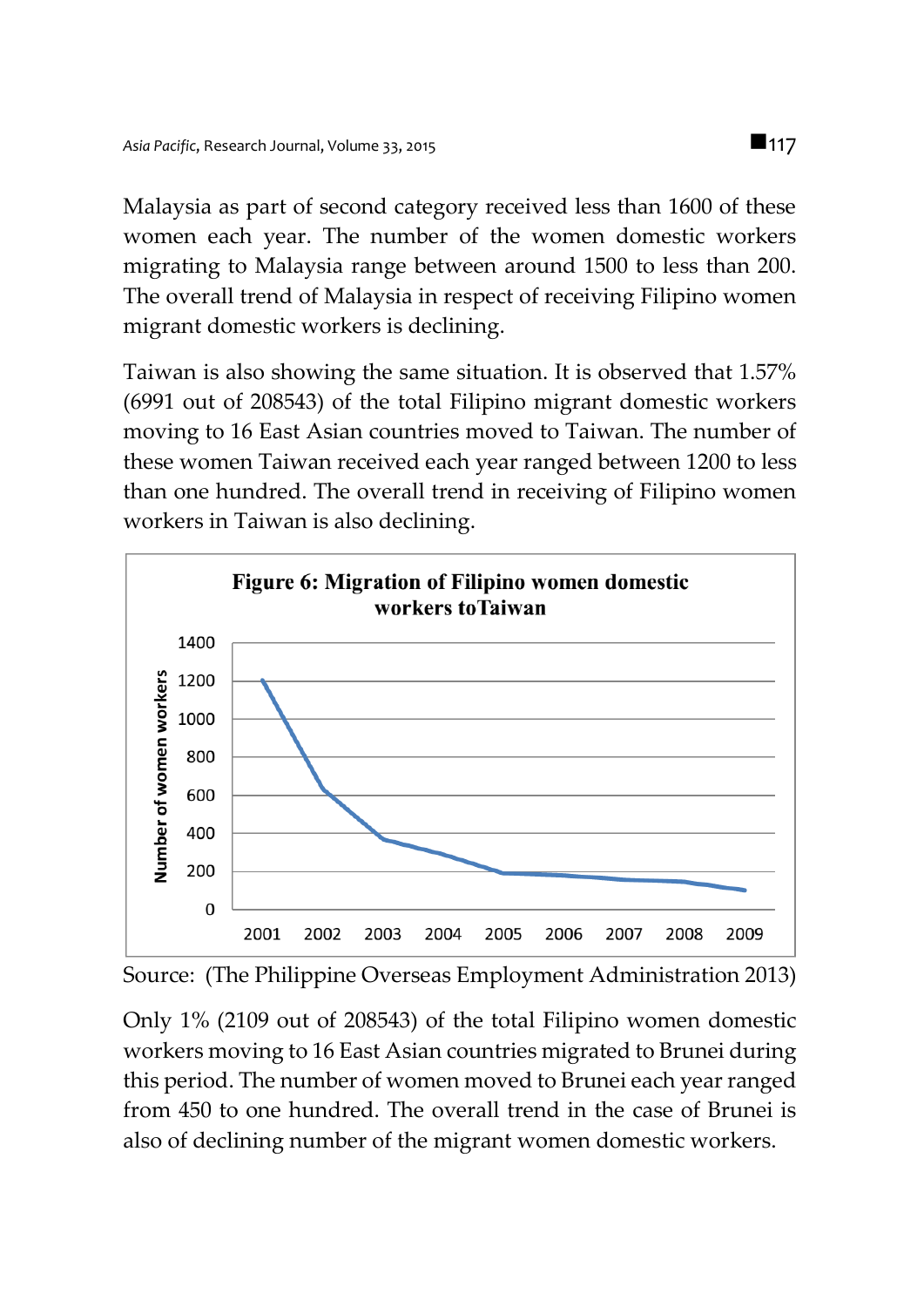Malaysia as part of second category received less than 1600 of these women each year. The number of the women domestic workers migrating to Malaysia range between around 1500 to less than 200. The overall trend of Malaysia in respect of receiving Filipino women migrant domestic workers is declining.

Taiwan is also showing the same situation. It is observed that 1.57% (6991 out of 208543) of the total Filipino migrant domestic workers moving to 16 East Asian countries moved to Taiwan. The number of these women Taiwan received each year ranged between 1200 to less than one hundred. The overall trend in receiving of Filipino women workers in Taiwan is also declining.

**Figure 6: Migration of Filipino women domestic workers toTaiwan**

Source: (The Philippine Overseas Employment Administration 2013)

Only 1% (2109 out of 208543) of the total Filipino women domestic workers moving to 16 East Asian countries migrated to Brunei during this period. The number of women moved to Brunei each year ranged from 450 to one hundred. The overall trend in the case of Brunei is also of declining number of the migrant women domestic workers.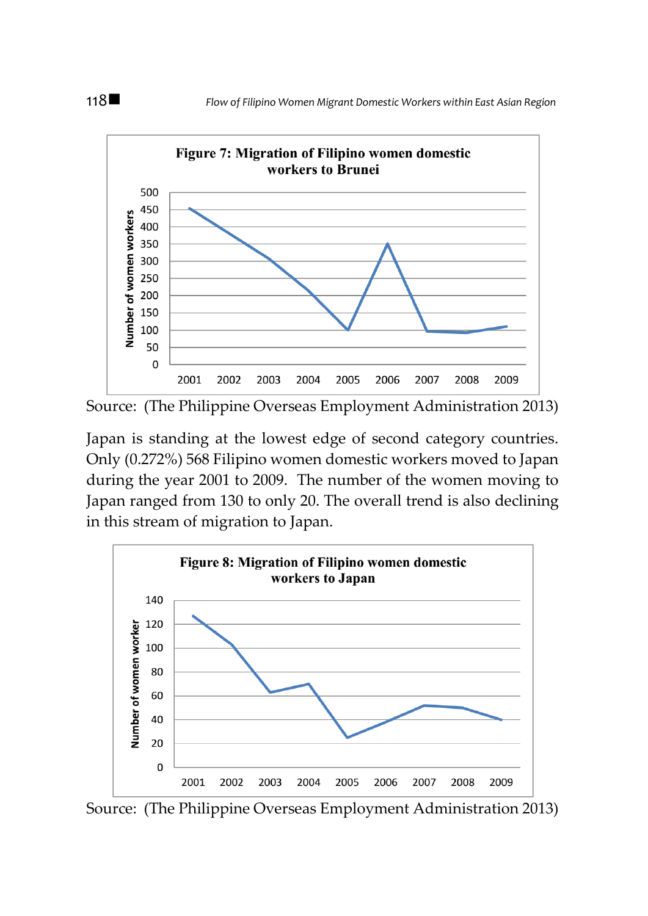**Figure 7: Migration of Filipino women domestic workers to Brunei**

Source: (The Philippine Overseas Employment Administration 2013)

Japan is standing at the lowest edge of second category countries. Only (0.272%) 568 Filipino women domestic workers moved to Japan during the year 2001 to 2009. The number of the women moving to Japan ranged from 130 to only 20. The overall trend is also declining in this stream of migration to Japan.

**Figure 8: Migration of Filipino women domestic workers to Japan**

Source: (The Philippine Overseas Employment Administration 2013)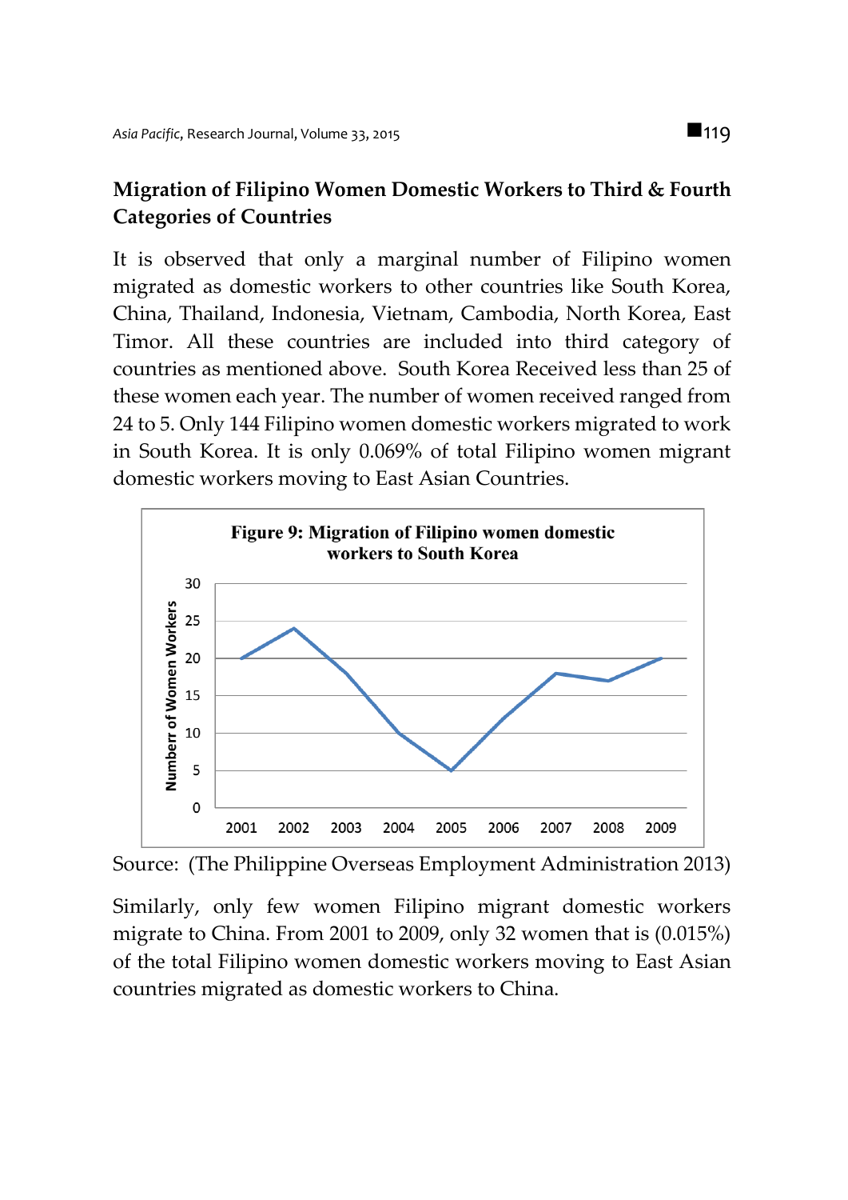## Migration of Filipino Women Domestic Workers to Third & Fourth Categories of Countries

It is observed that only a marginal number of Filipino women migrated as domestic workers to other countries like South Korea, China, Thailand, Indonesia, Vietnam, Cambodia, North Korea, East Timor. All these countries are included into third category of countries as mentioned above. South Korea Received less than 25 of these women each year. The number of women received ranged from 24 to 5. Only 144 Filipino women domestic workers migrated to work in South Korea. It is only 0.069% of total Filipino women migrant domestic workers moving to East Asian Countries.

**Figure 9: Migration of Filipino women domestic workers to South Korea**

Source: (The Philippine Overseas Employment Administration 2013)

Similarly, only few women Filipino migrant domestic workers migrate to China. From 2001 to 2009, only 32 women that is (0.015%) of the total Filipino women domestic workers moving to East Asian countries migrated as domestic workers to China.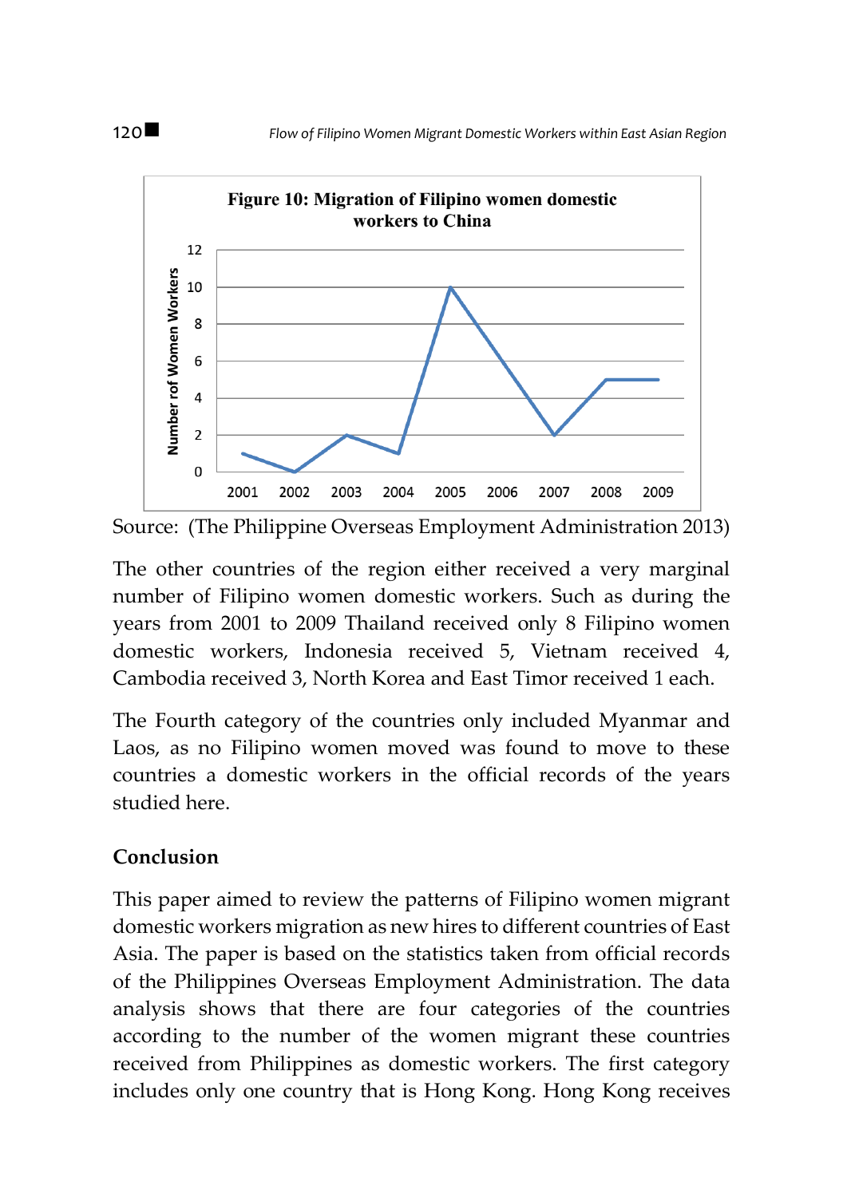**Figure 10: Migration of Filipino women domestic workers to China**

Source: (The Philippine Overseas Employment Administration 2013)

The other countries of the region either received a very marginal number of Filipino women domestic workers. Such as during the years from 2001 to 2009 Thailand received only 8 Filipino women domestic workers, Indonesia received 5, Vietnam received 4, Cambodia received 3, North Korea and East Timor received 1 each.

The Fourth category of the countries only included Myanmar and Laos, as no Filipino women moved was found to move to these countries a domestic workers in the official records of the years studied here.

## Conclusion

This paper aimed to review the patterns of Filipino women migrant domestic workers migration as new hires to different countries of East Asia. The paper is based on the statistics taken from official records of the Philippines Overseas Employment Administration. The data analysis shows that there are four categories of the countries according to the number of the women migrant these countries received from Philippines as domestic workers. The first category includes only one country that is Hong Kong. Hong Kong receives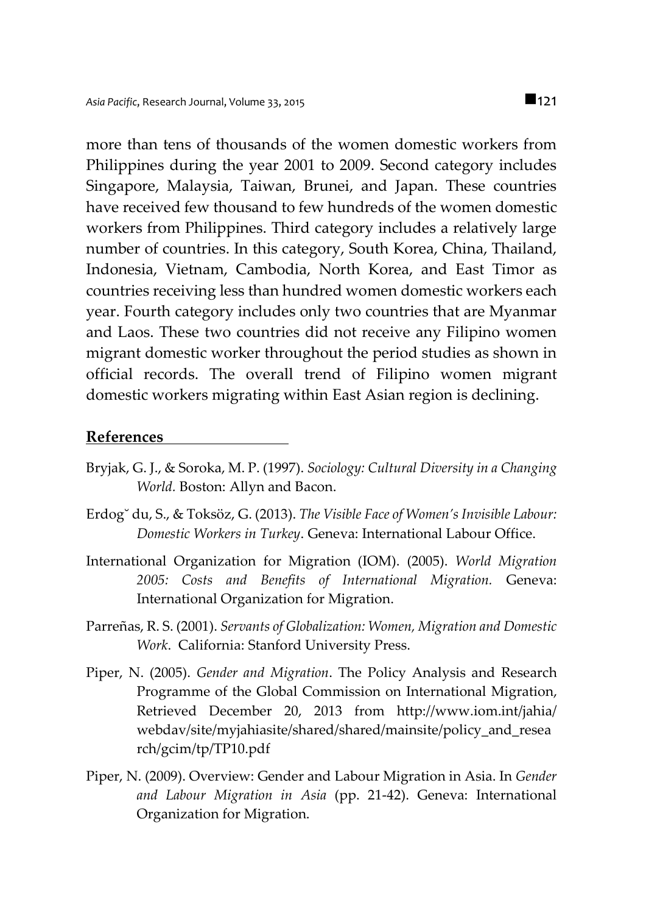more than tens of thousands of the women domestic workers from Philippines during the year 2001 to 2009. Second category includes Singapore, Malaysia, Taiwan, Brunei, and Japan. These countries have received few thousand to few hundreds of the women domestic workers from Philippines. Third category includes a relatively large number of countries. In this category, South Korea, China, Thailand, Indonesia, Vietnam, Cambodia, North Korea, and East Timor as countries receiving less than hundred women domestic workers each year. Fourth category includes only two countries that are Myanmar and Laos. These two countries did not receive any Filipino women migrant domestic worker throughout the period studies as shown in official records. The overall trend of Filipino women migrant domestic workers migrating within East Asian region is declining.

## References

Bryjak, G. J., & Soroka, M. P. (1997). *Sociology: Cultural Diversity in a Changing World.* Boston: Allyn and Bacon.

Erdog˘ du, S., & Toksöz, G. (2013). *The Visible Face of Women's Invisible Labour: Domestic Workers in Turkey*. Geneva: International Labour Office.

International Organization for Migration (IOM). (2005). *World Migration 2005: Costs and Benefits of International Migration.* Geneva: International Organization for Migration.

Parreñas, R. S. (2001). *Servants of Globalization: Women, Migration and Domestic Work*. California: Stanford University Press.

Piper, N. (2005). *Gender and Migration*. The Policy Analysis and Research Programme of the Global Commission on International Migration, Retrieved December 20, 2013 from http://www.iom.int/jahia/webdav/site/myjahiasite/shared/shared/mainsite/policy_and_research/gcim/tp/TP10.pdf

Piper, N. (2009). Overview: Gender and Labour Migration in Asia. In *Gender and Labour Migration in Asia* (pp. 21-42). Geneva: International Organization for Migration.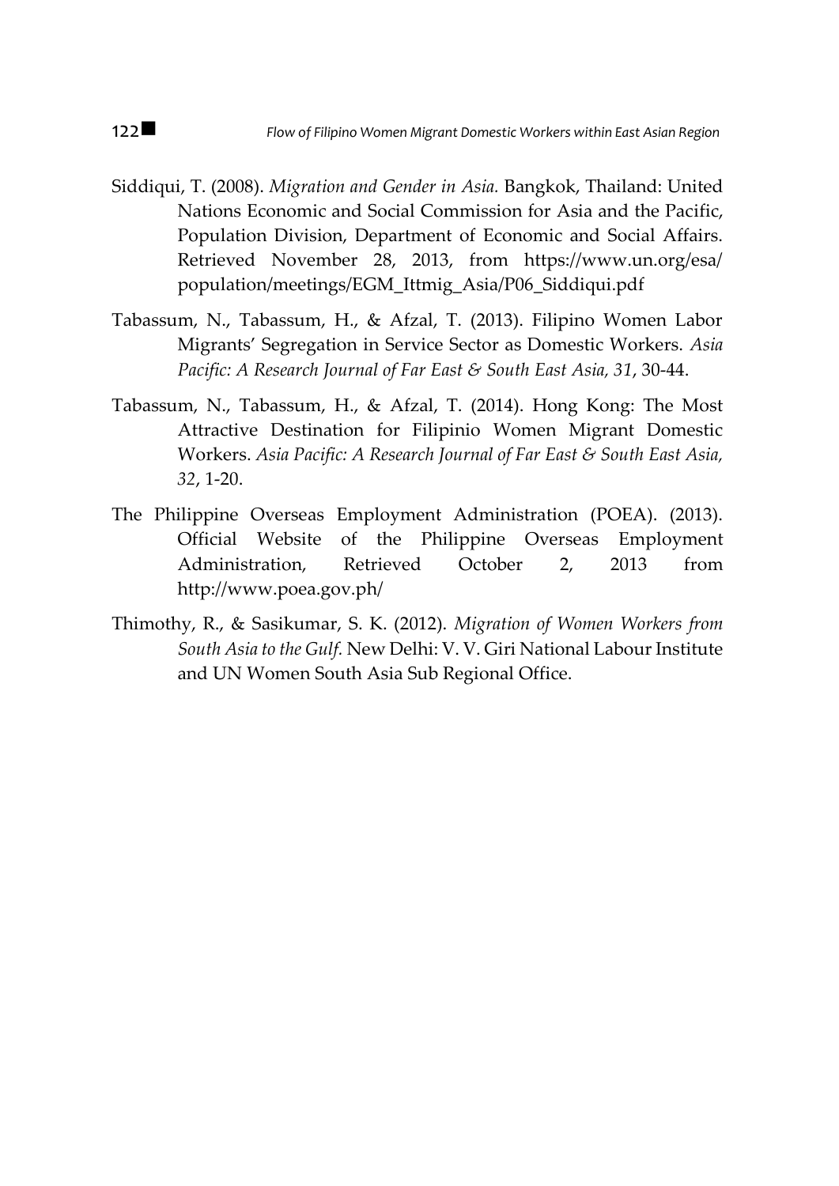Siddiqui, T. (2008). *Migration and Gender in Asia.* Bangkok, Thailand: United Nations Economic and Social Commission for Asia and the Pacific, Population Division, Department of Economic and Social Affairs. Retrieved November 28, 2013, from https://www.un.org/esa/population/meetings/EGM_Ittmig_Asia/P06_Siddiqui.pdf

Tabassum, N., Tabassum, H., & Afzal, T. (2013). Filipino Women Labor Migrants' Segregation in Service Sector as Domestic Workers. *Asia Pacific: A Research Journal of Far East & South East Asia, 31*, 30-44.

Tabassum, N., Tabassum, H., & Afzal, T. (2014). Hong Kong: The Most Attractive Destination for Filipinio Women Migrant Domestic Workers. *Asia Pacific: A Research Journal of Far East & South East Asia, 32*, 1-20.

The Philippine Overseas Employment Administration (POEA). (2013). Official Website of the Philippine Overseas Employment Administration, Retrieved October 2, 2013 from http://www.poea.gov.ph/

Thimothy, R., & Sasikumar, S. K. (2012). *Migration of Women Workers from South Asia to the Gulf.* New Delhi: V. V. Giri National Labour Institute and UN Women South Asia Sub Regional Office.